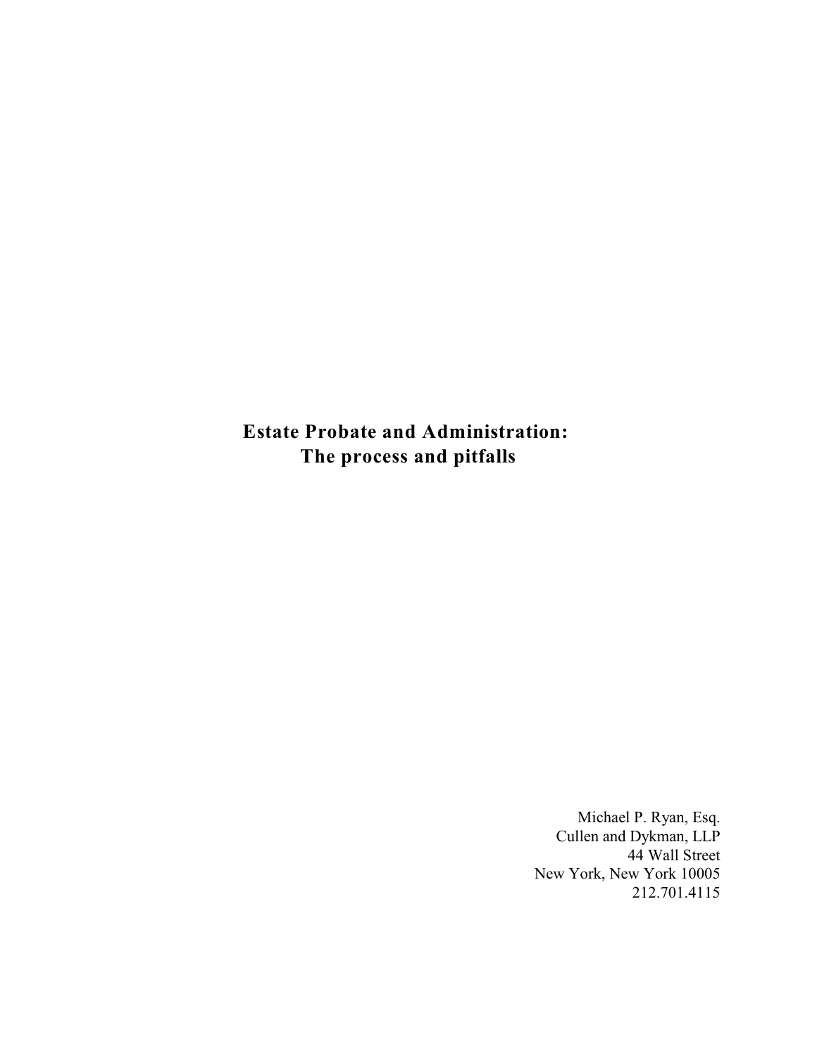# Estate Probate and Administration: The process and pitfalls

Michael P. Ryan, Esq.
Cullen and Dykman, LLP
44 Wall Street
New York, New York 10005
212.701.4115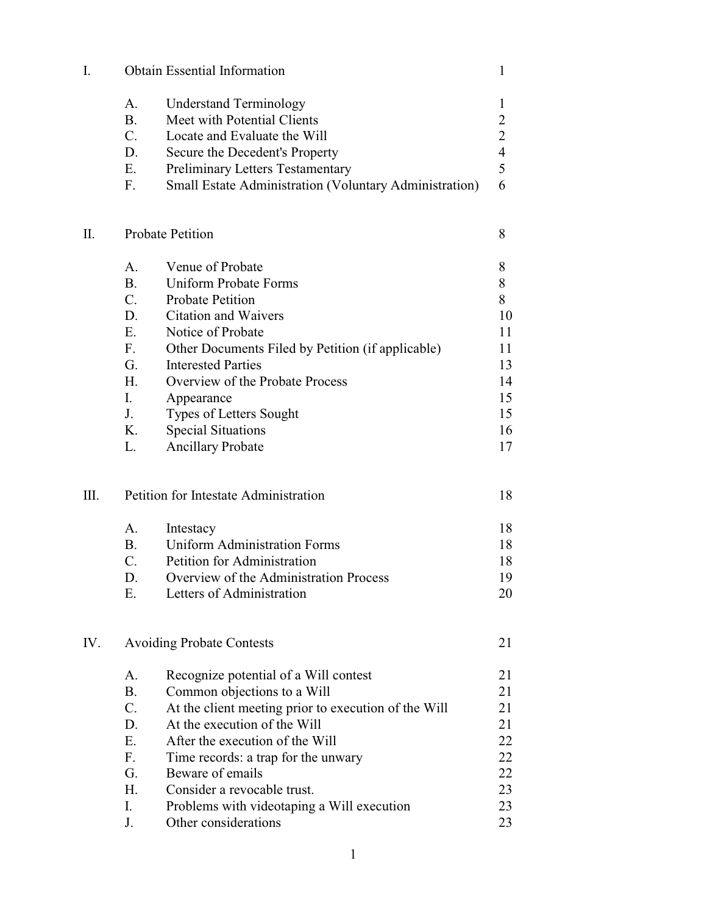| | | |
|---|---|---|
| I. | Obtain Essential Information | 1 |
| A. | Understand Terminology | 1 |
| B. | Meet with Potential Clients | 2 |
| C. | Locate and Evaluate the Will | 2 |
| D. | Secure the Decedent's Property | 4 |
| E. | Preliminary Letters Testamentary | 5 |
| F. | Small Estate Administration (Voluntary Administration) | 6 |
| II. | Probate Petition | 8 |
| A. | Venue of Probate | 8 |
| B. | Uniform Probate Forms | 8 |
| C. | Probate Petition | 8 |
| D. | Citation and Waivers | 10 |
| E. | Notice of Probate | 11 |
| F. | Other Documents Filed by Petition (if applicable) | 11 |
| G. | Interested Parties | 13 |
| H. | Overview of the Probate Process | 14 |
| I. | Appearance | 15 |
| J. | Types of Letters Sought | 15 |
| K. | Special Situations | 16 |
| L. | Ancillary Probate | 17 |
| III. | Petition for Intestate Administration | 18 |
| A. | Intestacy | 18 |
| B. | Uniform Administration Forms | 18 |
| C. | Petition for Administration | 18 |
| D. | Overview of the Administration Process | 19 |
| E. | Letters of Administration | 20 |
| IV. | Avoiding Probate Contests | 21 |
| A. | Recognize potential of a Will contest | 21 |
| B. | Common objections to a Will | 21 |
| C. | At the client meeting prior to execution of the Will | 21 |
| D. | At the execution of the Will | 21 |
| E. | After the execution of the Will | 22 |
| F. | Time records: a trap for the unwary | 22 |
| G. | Beware of emails | 22 |
| H. | Consider a revocable trust. | 23 |
| I. | Problems with videotaping a Will execution | 23 |
| J. | Other considerations | 23 |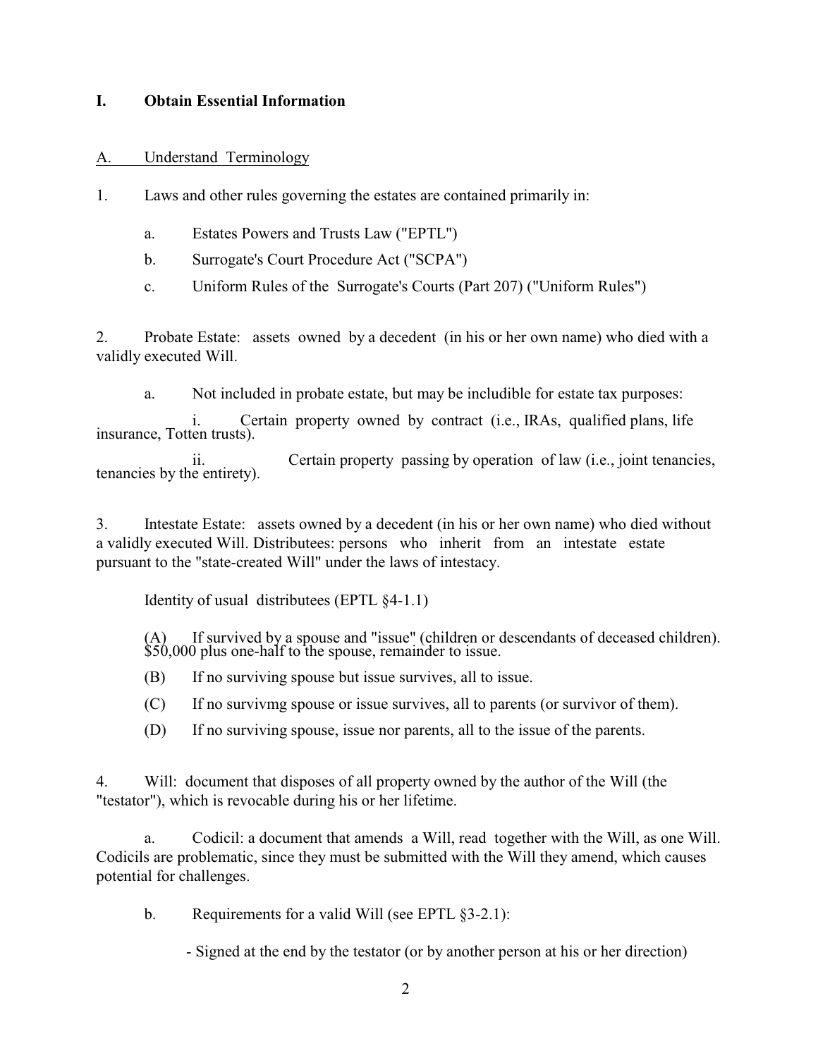## I. Obtain Essential Information

### A. Understand Terminology

1. Laws and other rules governing the estates are contained primarily in:

   a. Estates Powers and Trusts Law ("EPTL")

   b. Surrogate's Court Procedure Act ("SCPA")

   c. Uniform Rules of the Surrogate's Courts (Part 207) ("Uniform Rules")

2. Probate Estate: assets owned by a decedent (in his or her own name) who died with a validly executed Will.

   a. Not included in probate estate, but may be includible for estate tax purposes:

      i. Certain property owned by contract (i.e., IRAs, qualified plans, life insurance, Totten trusts).

      ii. Certain property passing by operation of law (i.e., joint tenancies, tenancies by the entirety).

3. Intestate Estate: assets owned by a decedent (in his or her own name) who died without a validly executed Will. Distributees: persons who inherit from an intestate estate pursuant to the "state-created Will" under the laws of intestacy.

   Identity of usual distributees (EPTL §4-1.1)

   (A) If survived by a spouse and "issue" (children or descendants of deceased children). $50,000 plus one-half to the spouse, remainder to issue.

   (B) If no surviving spouse but issue survives, all to issue.

   (C) If no survivmg spouse or issue survives, all to parents (or survivor of them).

   (D) If no surviving spouse, issue nor parents, all to the issue of the parents.

4. Will: document that disposes of all property owned by the author of the Will (the "testator"), which is revocable during his or her lifetime.

   a. Codicil: a document that amends a Will, read together with the Will, as one Will. Codicils are problematic, since they must be submitted with the Will they amend, which causes potential for challenges.

   b. Requirements for a valid Will (see EPTL §3-2.1):

      - Signed at the end by the testator (or by another person at his or her direction)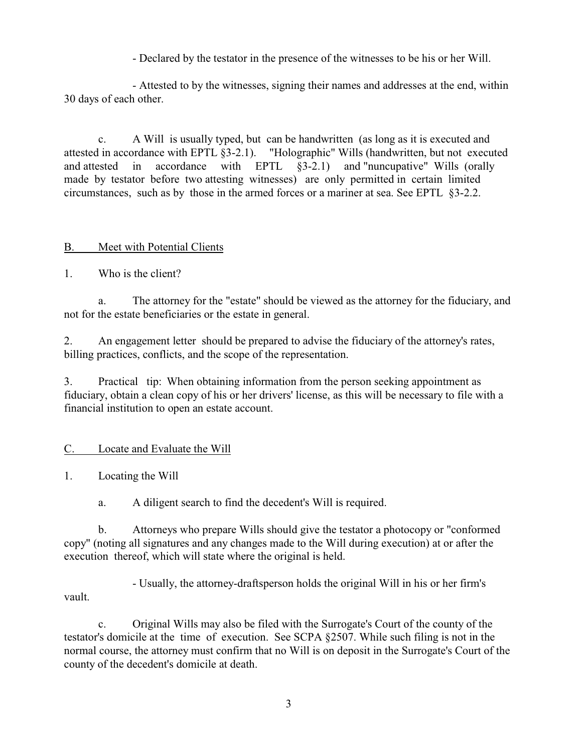- Declared by the testator in the presence of the witnesses to be his or her Will.

- Attested to by the witnesses, signing their names and addresses at the end, within 30 days of each other.

c. A Will is usually typed, but can be handwritten (as long as it is executed and attested in accordance with EPTL §3-2.1). "Holographic" Wills (handwritten, but not executed and attested in accordance with EPTL §3-2.1) and "nuncupative" Wills (orally made by testator before two attesting witnesses) are only permitted in certain limited circumstances, such as by those in the armed forces or a mariner at sea. See EPTL §3-2.2.

## B. Meet with Potential Clients

1. Who is the client?

    a. The attorney for the "estate" should be viewed as the attorney for the fiduciary, and not for the estate beneficiaries or the estate in general.

2. An engagement letter should be prepared to advise the fiduciary of the attorney's rates, billing practices, conflicts, and the scope of the representation.

3. Practical tip: When obtaining information from the person seeking appointment as fiduciary, obtain a clean copy of his or her drivers' license, as this will be necessary to file with a financial institution to open an estate account.

## C. Locate and Evaluate the Will

1. Locating the Will

    a. A diligent search to find the decedent's Will is required.

    b. Attorneys who prepare Wills should give the testator a photocopy or "conformed copy" (noting all signatures and any changes made to the Will during execution) at or after the execution thereof, which will state where the original is held.

    - Usually, the attorney-draftsperson holds the original Will in his or her firm's vault.

    c. Original Wills may also be filed with the Surrogate's Court of the county of the testator's domicile at the time of execution. See SCPA §2507. While such filing is not in the normal course, the attorney must confirm that no Will is on deposit in the Surrogate's Court of the county of the decedent's domicile at death.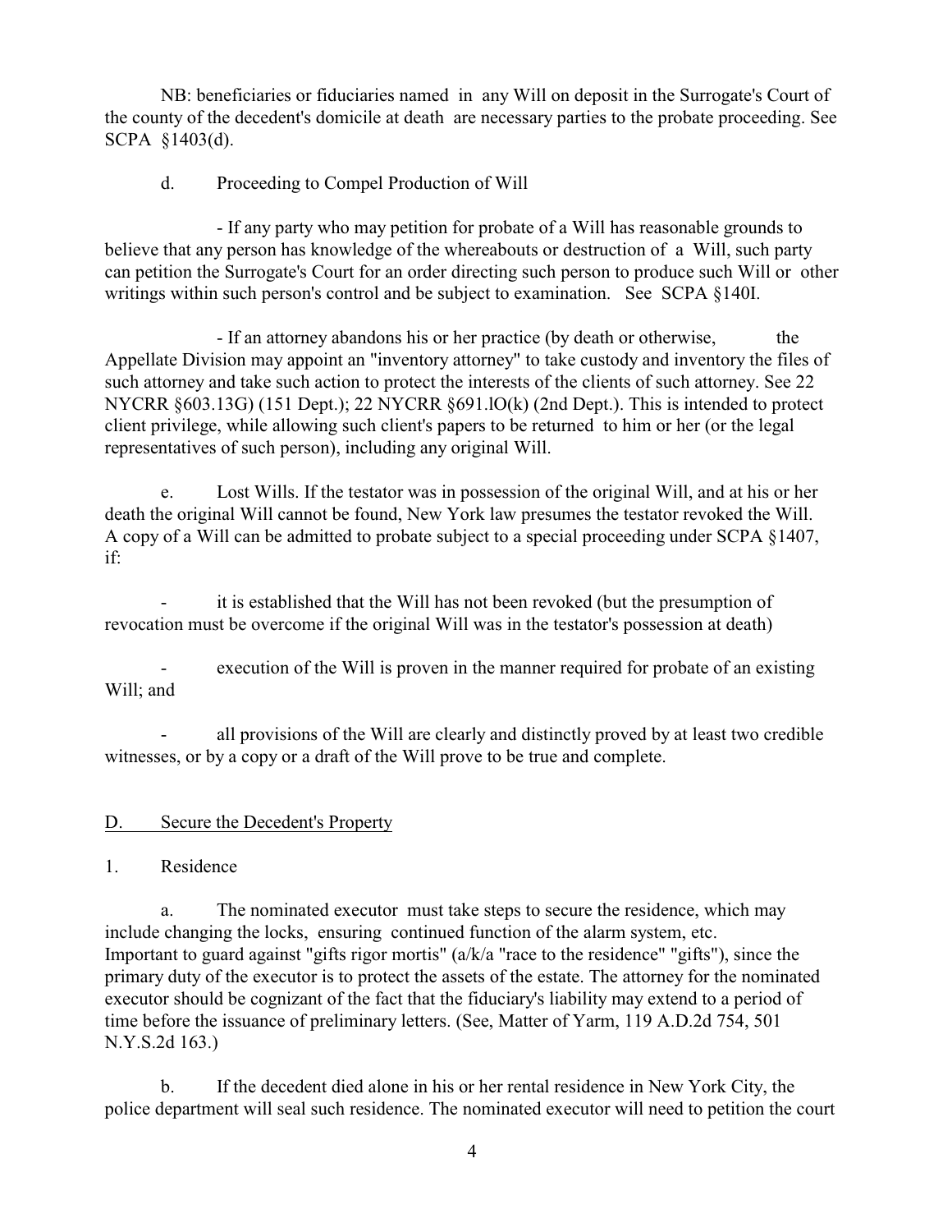NB: beneficiaries or fiduciaries named in any Will on deposit in the Surrogate's Court of the county of the decedent's domicile at death are necessary parties to the probate proceeding. See SCPA §1403(d).

d. Proceeding to Compel Production of Will

- If any party who may petition for probate of a Will has reasonable grounds to believe that any person has knowledge of the whereabouts or destruction of a Will, such party can petition the Surrogate's Court for an order directing such person to produce such Will or other writings within such person's control and be subject to examination. See SCPA §140I.

- If an attorney abandons his or her practice (by death or otherwise, the Appellate Division may appoint an "inventory attorney" to take custody and inventory the files of such attorney and take such action to protect the interests of the clients of such attorney. See 22 NYCRR §603.13G) (151 Dept.); 22 NYCRR §691.lO(k) (2nd Dept.). This is intended to protect client privilege, while allowing such client's papers to be returned to him or her (or the legal representatives of such person), including any original Will.

e. Lost Wills. If the testator was in possession of the original Will, and at his or her death the original Will cannot be found, New York law presumes the testator revoked the Will. A copy of a Will can be admitted to probate subject to a special proceeding under SCPA §1407, if:

- it is established that the Will has not been revoked (but the presumption of revocation must be overcome if the original Will was in the testator's possession at death)
- execution of the Will is proven in the manner required for probate of an existing Will; and
- all provisions of the Will are clearly and distinctly proved by at least two credible witnesses, or by a copy or a draft of the Will prove to be true and complete.

## D. Secure the Decedent's Property

1. Residence

a. The nominated executor must take steps to secure the residence, which may include changing the locks, ensuring continued function of the alarm system, etc. Important to guard against "gifts rigor mortis" (a/k/a "race to the residence" "gifts"), since the primary duty of the executor is to protect the assets of the estate. The attorney for the nominated executor should be cognizant of the fact that the fiduciary's liability may extend to a period of time before the issuance of preliminary letters. (See, Matter of Yarm, 119 A.D.2d 754, 501 N.Y.S.2d 163.)

b. If the decedent died alone in his or her rental residence in New York City, the police department will seal such residence. The nominated executor will need to petition the court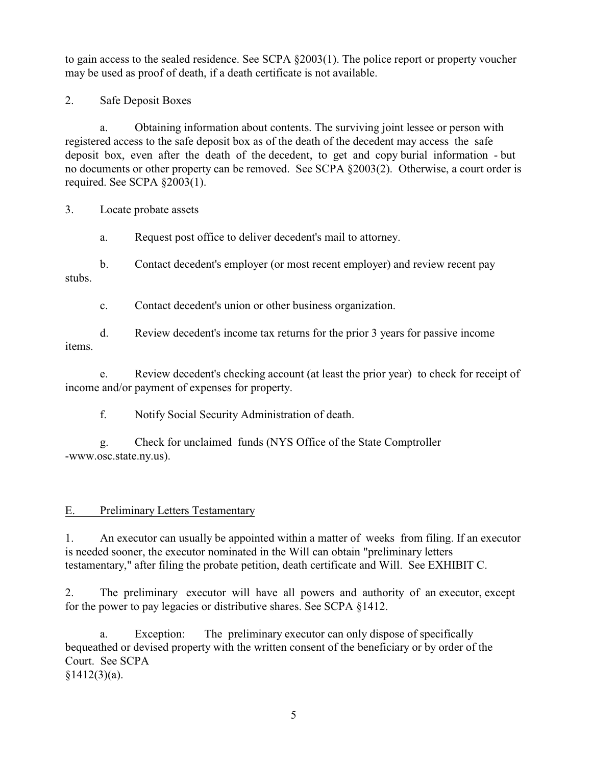to gain access to the sealed residence. See SCPA §2003(1). The police report or property voucher may be used as proof of death, if a death certificate is not available.

2. Safe Deposit Boxes

a. Obtaining information about contents. The surviving joint lessee or person with registered access to the safe deposit box as of the death of the decedent may access the safe deposit box, even after the death of the decedent, to get and copy burial information - but no documents or other property can be removed. See SCPA §2003(2). Otherwise, a court order is required. See SCPA §2003(1).

3. Locate probate assets

a. Request post office to deliver decedent's mail to attorney.

b. Contact decedent's employer (or most recent employer) and review recent pay stubs.

c. Contact decedent's union or other business organization.

d. Review decedent's income tax returns for the prior 3 years for passive income items.

e. Review decedent's checking account (at least the prior year) to check for receipt of income and/or payment of expenses for property.

f. Notify Social Security Administration of death.

g. Check for unclaimed funds (NYS Office of the State Comptroller -www.osc.state.ny.us).

## E. Preliminary Letters Testamentary

1. An executor can usually be appointed within a matter of weeks from filing. If an executor is needed sooner, the executor nominated in the Will can obtain "preliminary letters testamentary," after filing the probate petition, death certificate and Will. See EXHIBIT C.

2. The preliminary executor will have all powers and authority of an executor, except for the power to pay legacies or distributive shares. See SCPA §1412.

a. Exception: The preliminary executor can only dispose of specifically bequeathed or devised property with the written consent of the beneficiary or by order of the Court. See SCPA §1412(3)(a).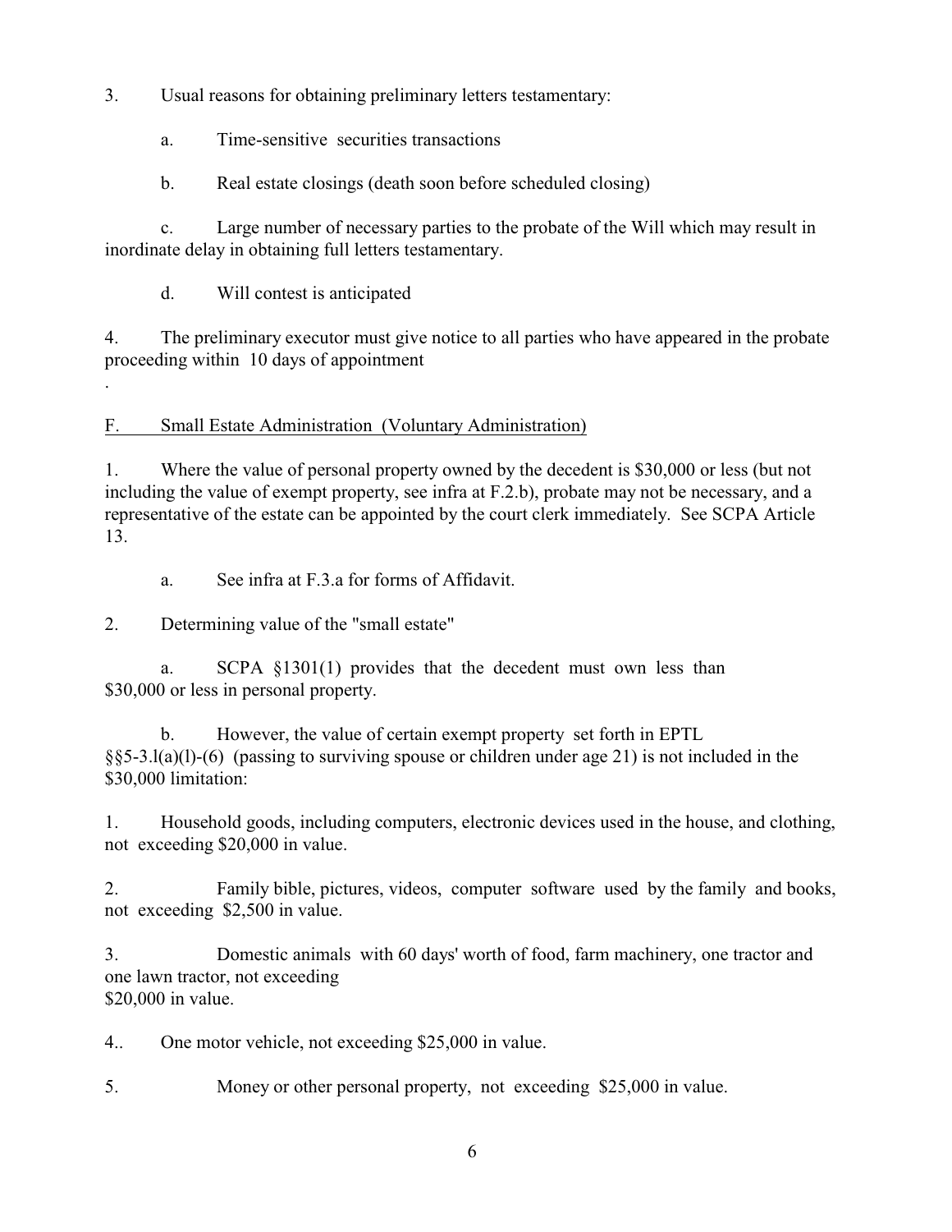3. Usual reasons for obtaining preliminary letters testamentary:

   a. Time-sensitive securities transactions

   b. Real estate closings (death soon before scheduled closing)

   c. Large number of necessary parties to the probate of the Will which may result in inordinate delay in obtaining full letters testamentary.

   d. Will contest is anticipated

4. The preliminary executor must give notice to all parties who have appeared in the probate proceeding within 10 days of appointment

.

F. <u>Small Estate Administration (Voluntary Administration)</u>

1. Where the value of personal property owned by the decedent is $30,000 or less (but not including the value of exempt property, see infra at F.2.b), probate may not be necessary, and a representative of the estate can be appointed by the court clerk immediately. See SCPA Article 13.

   a. See infra at F.3.a for forms of Affidavit.

2. Determining value of the "small estate"

   a. SCPA §1301(1) provides that the decedent must own less than $30,000 or less in personal property.

   b. However, the value of certain exempt property set forth in EPTL §§5-3.l(a)(l)-(6) (passing to surviving spouse or children under age 21) is not included in the $30,000 limitation:

1. Household goods, including computers, electronic devices used in the house, and clothing, not exceeding $20,000 in value.

2. Family bible, pictures, videos, computer software used by the family and books, not exceeding $2,500 in value.

3. Domestic animals with 60 days' worth of food, farm machinery, one tractor and one lawn tractor, not exceeding $20,000 in value.

4.. One motor vehicle, not exceeding $25,000 in value.

5. Money or other personal property, not exceeding $25,000 in value.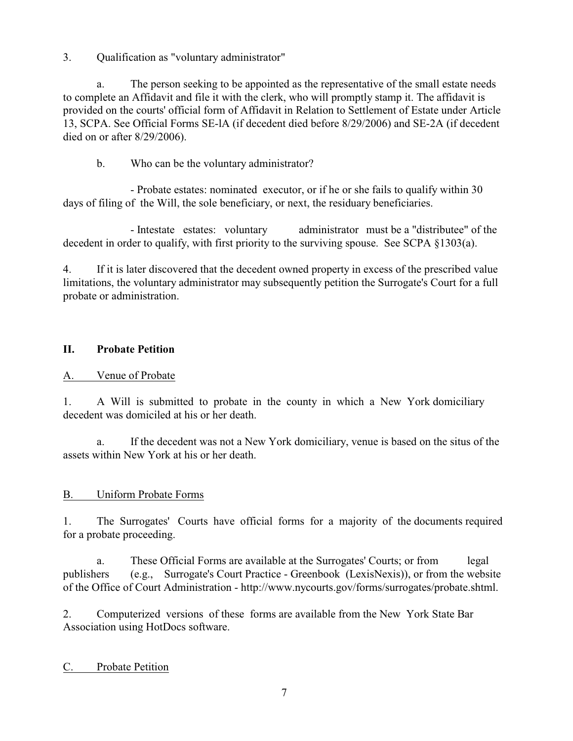3. Qualification as "voluntary administrator"

a. The person seeking to be appointed as the representative of the small estate needs to complete an Affidavit and file it with the clerk, who will promptly stamp it. The affidavit is provided on the courts' official form of Affidavit in Relation to Settlement of Estate under Article 13, SCPA. See Official Forms SE-lA (if decedent died before 8/29/2006) and SE-2A (if decedent died on or after 8/29/2006).

b. Who can be the voluntary administrator?

- Probate estates: nominated executor, or if he or she fails to qualify within 30 days of filing of the Will, the sole beneficiary, or next, the residuary beneficiaries.

- Intestate estates: voluntary administrator must be a "distributee" of the decedent in order to qualify, with first priority to the surviving spouse. See SCPA §1303(a).

4. If it is later discovered that the decedent owned property in excess of the prescribed value limitations, the voluntary administrator may subsequently petition the Surrogate's Court for a full probate or administration.

## II. Probate Petition

<u>A. Venue of Probate</u>

1. A Will is submitted to probate in the county in which a New York domiciliary decedent was domiciled at his or her death.

a. If the decedent was not a New York domiciliary, venue is based on the situs of the assets within New York at his or her death.

<u>B. Uniform Probate Forms</u>

1. The Surrogates' Courts have official forms for a majority of the documents required for a probate proceeding.

a. These Official Forms are available at the Surrogates' Courts; or from legal publishers (e.g., Surrogate's Court Practice - Greenbook (LexisNexis)), or from the website of the Office of Court Administration - http://www.nycourts.gov/forms/surrogates/probate.shtml.

2. Computerized versions of these forms are available from the New York State Bar Association using HotDocs software.

<u>C. Probate Petition</u>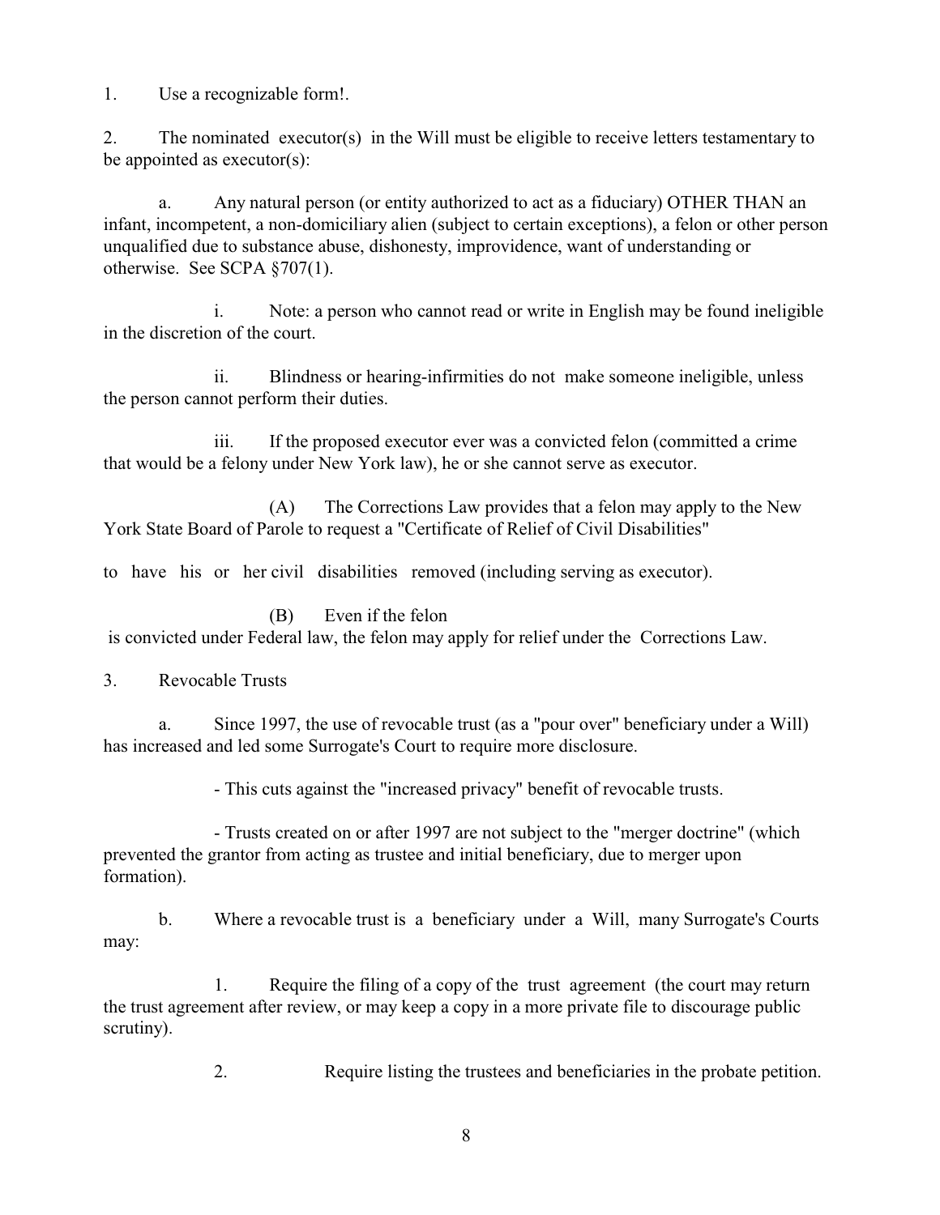1. Use a recognizable form!.

2. The nominated executor(s) in the Will must be eligible to receive letters testamentary to be appointed as executor(s):

   a. Any natural person (or entity authorized to act as a fiduciary) OTHER THAN an infant, incompetent, a non-domiciliary alien (subject to certain exceptions), a felon or other person unqualified due to substance abuse, dishonesty, improvidence, want of understanding or otherwise. See SCPA §707(1).

      i. Note: a person who cannot read or write in English may be found ineligible in the discretion of the court.

      ii. Blindness or hearing-infirmities do not make someone ineligible, unless the person cannot perform their duties.

      iii. If the proposed executor ever was a convicted felon (committed a crime that would be a felony under New York law), he or she cannot serve as executor.

         (A) The Corrections Law provides that a felon may apply to the New York State Board of Parole to request a "Certificate of Relief of Civil Disabilities" to have his or her civil disabilities removed (including serving as executor).

         (B) Even if the felon is convicted under Federal law, the felon may apply for relief under the Corrections Law.

3. Revocable Trusts

   a. Since 1997, the use of revocable trust (as a "pour over" beneficiary under a Will) has increased and led some Surrogate's Court to require more disclosure.

      - This cuts against the "increased privacy" benefit of revocable trusts.

      - Trusts created on or after 1997 are not subject to the "merger doctrine" (which prevented the grantor from acting as trustee and initial beneficiary, due to merger upon formation).

   b. Where a revocable trust is a beneficiary under a Will, many Surrogate's Courts may:

      1. Require the filing of a copy of the trust agreement (the court may return the trust agreement after review, or may keep a copy in a more private file to discourage public scrutiny).

      2. Require listing the trustees and beneficiaries in the probate petition.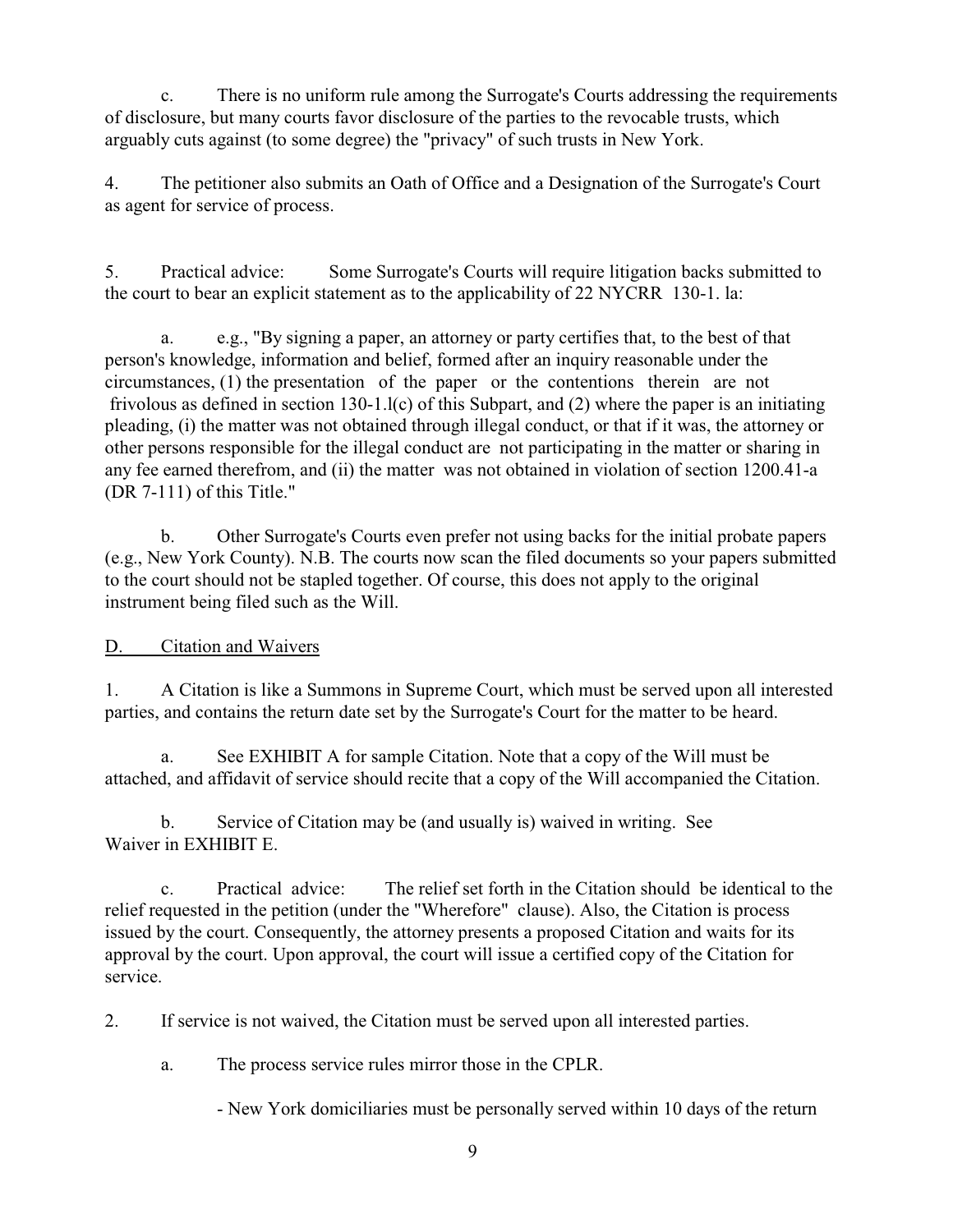c. There is no uniform rule among the Surrogate's Courts addressing the requirements of disclosure, but many courts favor disclosure of the parties to the revocable trusts, which arguably cuts against (to some degree) the "privacy" of such trusts in New York.

4. The petitioner also submits an Oath of Office and a Designation of the Surrogate's Court as agent for service of process.

5. Practical advice: Some Surrogate's Courts will require litigation backs submitted to the court to bear an explicit statement as to the applicability of 22 NYCRR 130-1. la:

a. e.g., "By signing a paper, an attorney or party certifies that, to the best of that person's knowledge, information and belief, formed after an inquiry reasonable under the circumstances, (1) the presentation of the paper or the contentions therein are not frivolous as defined in section 130-1.l(c) of this Subpart, and (2) where the paper is an initiating pleading, (i) the matter was not obtained through illegal conduct, or that if it was, the attorney or other persons responsible for the illegal conduct are not participating in the matter or sharing in any fee earned therefrom, and (ii) the matter was not obtained in violation of section 1200.41-a (DR 7-111) of this Title."

b. Other Surrogate's Courts even prefer not using backs for the initial probate papers (e.g., New York County). N.B. The courts now scan the filed documents so your papers submitted to the court should not be stapled together. Of course, this does not apply to the original instrument being filed such as the Will.

D. Citation and Waivers

1. A Citation is like a Summons in Supreme Court, which must be served upon all interested parties, and contains the return date set by the Surrogate's Court for the matter to be heard.

a. See EXHIBIT A for sample Citation. Note that a copy of the Will must be attached, and affidavit of service should recite that a copy of the Will accompanied the Citation.

b. Service of Citation may be (and usually is) waived in writing. See Waiver in EXHIBIT E.

c. Practical advice: The relief set forth in the Citation should be identical to the relief requested in the petition (under the "Wherefore" clause). Also, the Citation is process issued by the court. Consequently, the attorney presents a proposed Citation and waits for its approval by the court. Upon approval, the court will issue a certified copy of the Citation for service.

2. If service is not waived, the Citation must be served upon all interested parties.

a. The process service rules mirror those in the CPLR.

- New York domiciliaries must be personally served within 10 days of the return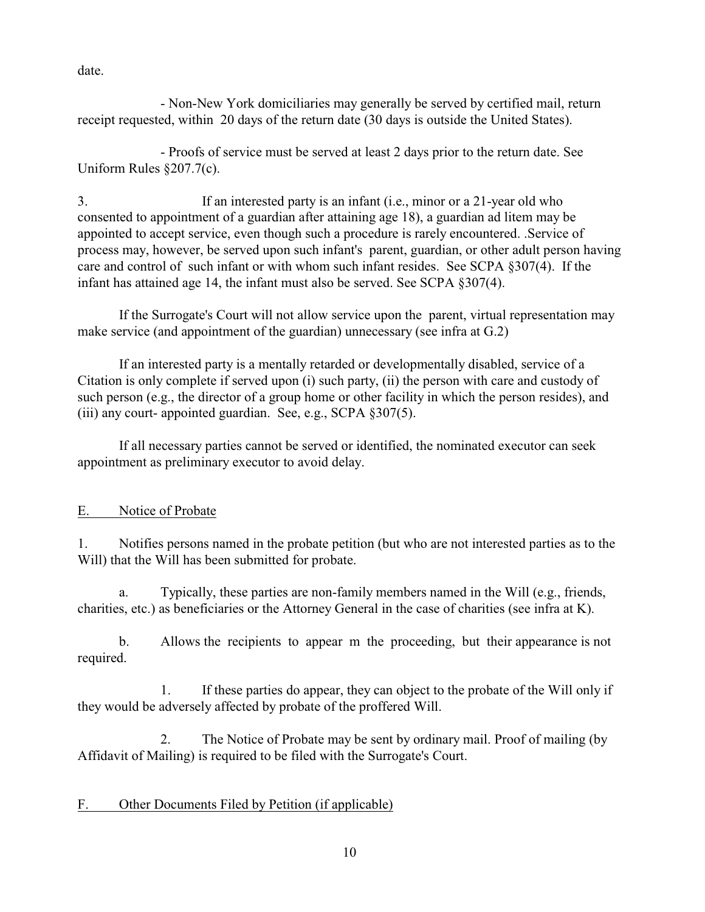date.

- Non-New York domiciliaries may generally be served by certified mail, return receipt requested, within 20 days of the return date (30 days is outside the United States).

- Proofs of service must be served at least 2 days prior to the return date. See Uniform Rules §207.7(c).

3. If an interested party is an infant (i.e., minor or a 21-year old who consented to appointment of a guardian after attaining age 18), a guardian ad litem may be appointed to accept service, even though such a procedure is rarely encountered. .Service of process may, however, be served upon such infant's parent, guardian, or other adult person having care and control of such infant or with whom such infant resides. See SCPA §307(4). If the infant has attained age 14, the infant must also be served. See SCPA §307(4).

If the Surrogate's Court will not allow service upon the parent, virtual representation may make service (and appointment of the guardian) unnecessary (see infra at G.2)

If an interested party is a mentally retarded or developmentally disabled, service of a Citation is only complete if served upon (i) such party, (ii) the person with care and custody of such person (e.g., the director of a group home or other facility in which the person resides), and (iii) any court- appointed guardian. See, e.g., SCPA §307(5).

If all necessary parties cannot be served or identified, the nominated executor can seek appointment as preliminary executor to avoid delay.

## E. Notice of Probate

1. Notifies persons named in the probate petition (but who are not interested parties as to the Will) that the Will has been submitted for probate.

a. Typically, these parties are non-family members named in the Will (e.g., friends, charities, etc.) as beneficiaries or the Attorney General in the case of charities (see infra at K).

b. Allows the recipients to appear m the proceeding, but their appearance is not required.

1. If these parties do appear, they can object to the probate of the Will only if they would be adversely affected by probate of the proffered Will.

2. The Notice of Probate may be sent by ordinary mail. Proof of mailing (by Affidavit of Mailing) is required to be filed with the Surrogate's Court.

## F. Other Documents Filed by Petition (if applicable)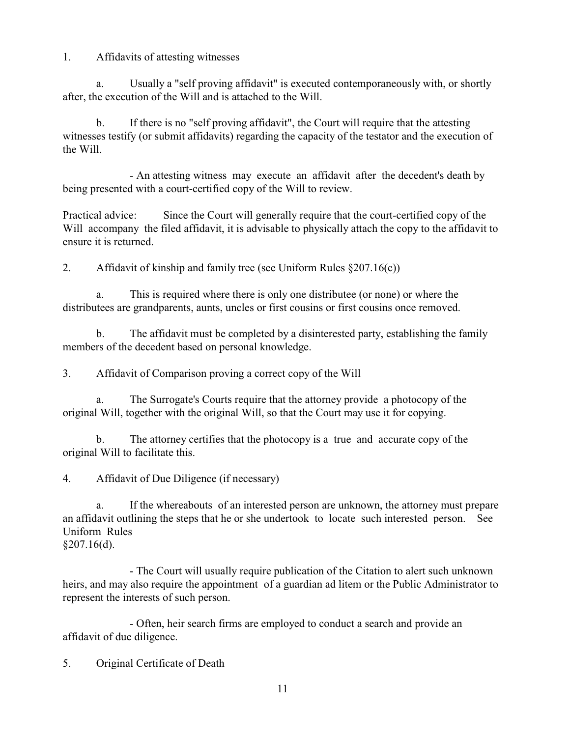1. Affidavits of attesting witnesses

   a. Usually a "self proving affidavit" is executed contemporaneously with, or shortly after, the execution of the Will and is attached to the Will.

   b. If there is no "self proving affidavit", the Court will require that the attesting witnesses testify (or submit affidavits) regarding the capacity of the testator and the execution of the Will.

      - An attesting witness may execute an affidavit after the decedent's death by being presented with a court-certified copy of the Will to review.

Practical advice: Since the Court will generally require that the court-certified copy of the Will accompany the filed affidavit, it is advisable to physically attach the copy to the affidavit to ensure it is returned.

2. Affidavit of kinship and family tree (see Uniform Rules §207.16(c))

   a. This is required where there is only one distributee (or none) or where the distributees are grandparents, aunts, uncles or first cousins or first cousins once removed.

   b. The affidavit must be completed by a disinterested party, establishing the family members of the decedent based on personal knowledge.

3. Affidavit of Comparison proving a correct copy of the Will

   a. The Surrogate's Courts require that the attorney provide a photocopy of the original Will, together with the original Will, so that the Court may use it for copying.

   b. The attorney certifies that the photocopy is a true and accurate copy of the original Will to facilitate this.

4. Affidavit of Due Diligence (if necessary)

   a. If the whereabouts of an interested person are unknown, the attorney must prepare an affidavit outlining the steps that he or she undertook to locate such interested person. See Uniform Rules §207.16(d).

      - The Court will usually require publication of the Citation to alert such unknown heirs, and may also require the appointment of a guardian ad litem or the Public Administrator to represent the interests of such person.

      - Often, heir search firms are employed to conduct a search and provide an affidavit of due diligence.

5. Original Certificate of Death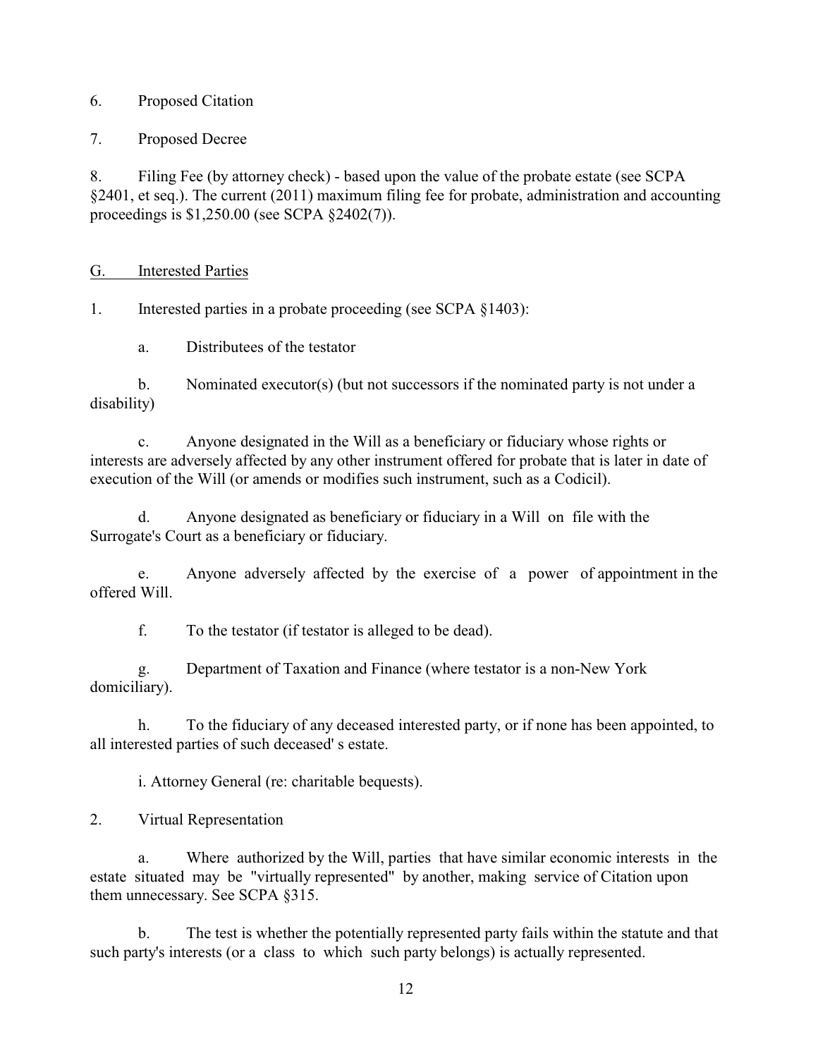6. Proposed Citation

7. Proposed Decree

8. Filing Fee (by attorney check) - based upon the value of the probate estate (see SCPA §2401, et seq.). The current (2011) maximum filing fee for probate, administration and accounting proceedings is $1,250.00 (see SCPA §2402(7)).

<u>G. Interested Parties</u>

1. Interested parties in a probate proceeding (see SCPA §1403):

   a. Distributees of the testator

   b. Nominated executor(s) (but not successors if the nominated party is not under a disability)

   c. Anyone designated in the Will as a beneficiary or fiduciary whose rights or interests are adversely affected by any other instrument offered for probate that is later in date of execution of the Will (or amends or modifies such instrument, such as a Codicil).

   d. Anyone designated as beneficiary or fiduciary in a Will on file with the Surrogate's Court as a beneficiary or fiduciary.

   e. Anyone adversely affected by the exercise of a power of appointment in the offered Will.

   f. To the testator (if testator is alleged to be dead).

   g. Department of Taxation and Finance (where testator is a non-New York domiciliary).

   h. To the fiduciary of any deceased interested party, or if none has been appointed, to all interested parties of such deceased' s estate.

   i. Attorney General (re: charitable bequests).

2. Virtual Representation

   a. Where authorized by the Will, parties that have similar economic interests in the estate situated may be "virtually represented" by another, making service of Citation upon them unnecessary. See SCPA §315.

   b. The test is whether the potentially represented party fails within the statute and that such party's interests (or a class to which such party belongs) is actually represented.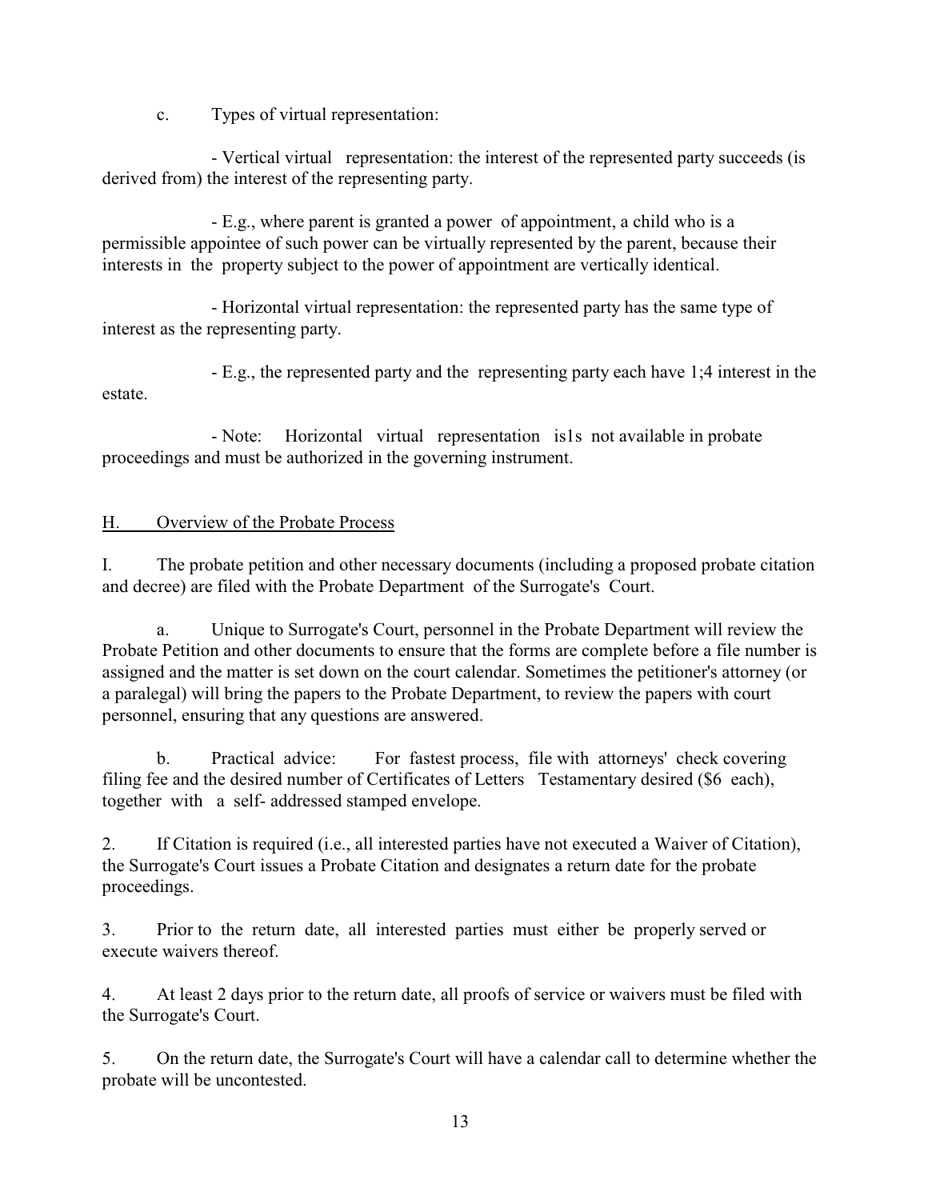c. Types of virtual representation:

- Vertical virtual representation: the interest of the represented party succeeds (is derived from) the interest of the representing party.

- E.g., where parent is granted a power of appointment, a child who is a permissible appointee of such power can be virtually represented by the parent, because their interests in the property subject to the power of appointment are vertically identical.

- Horizontal virtual representation: the represented party has the same type of interest as the representing party.

- E.g., the represented party and the representing party each have 1;4 interest in the estate.

- Note: Horizontal virtual representation is1s not available in probate proceedings and must be authorized in the governing instrument.

## H. Overview of the Probate Process

I. The probate petition and other necessary documents (including a proposed probate citation and decree) are filed with the Probate Department of the Surrogate's Court.

a. Unique to Surrogate's Court, personnel in the Probate Department will review the Probate Petition and other documents to ensure that the forms are complete before a file number is assigned and the matter is set down on the court calendar. Sometimes the petitioner's attorney (or a paralegal) will bring the papers to the Probate Department, to review the papers with court personnel, ensuring that any questions are answered.

b. Practical advice: For fastest process, file with attorneys' check covering filing fee and the desired number of Certificates of Letters Testamentary desired ($6 each), together with a self- addressed stamped envelope.

2. If Citation is required (i.e., all interested parties have not executed a Waiver of Citation), the Surrogate's Court issues a Probate Citation and designates a return date for the probate proceedings.

3. Prior to the return date, all interested parties must either be properly served or execute waivers thereof.

4. At least 2 days prior to the return date, all proofs of service or waivers must be filed with the Surrogate's Court.

5. On the return date, the Surrogate's Court will have a calendar call to determine whether the probate will be uncontested.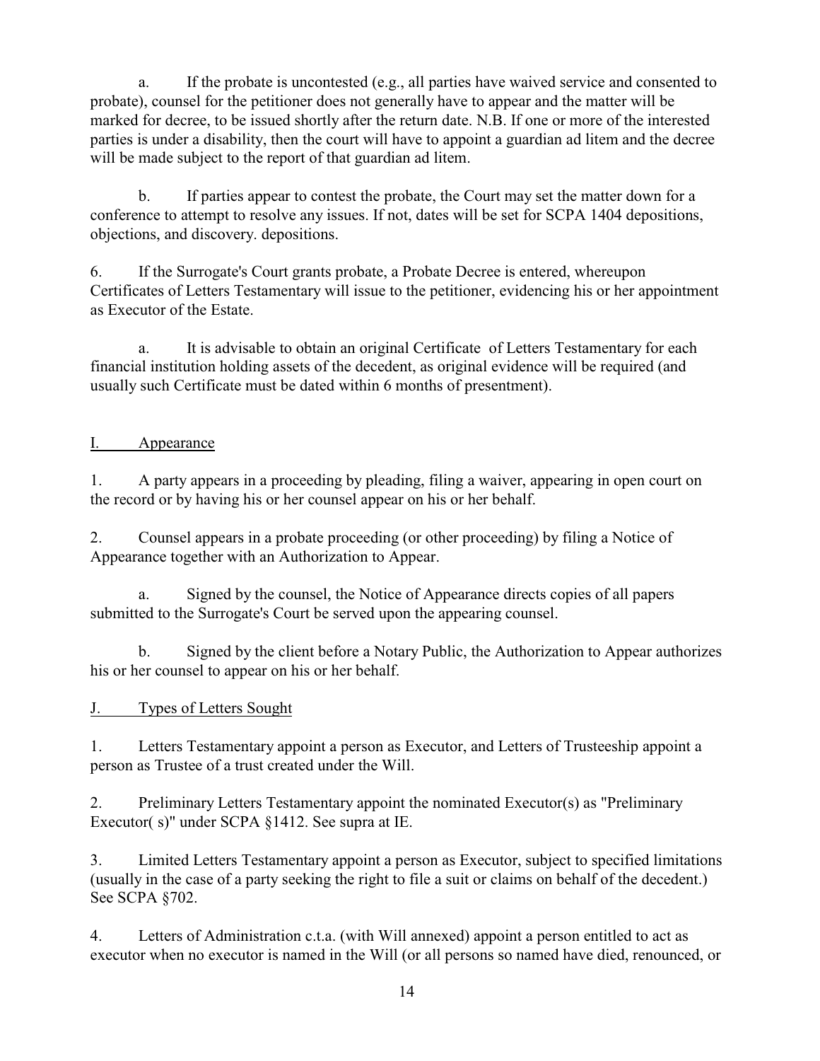a. If the probate is uncontested (e.g., all parties have waived service and consented to probate), counsel for the petitioner does not generally have to appear and the matter will be marked for decree, to be issued shortly after the return date. N.B. If one or more of the interested parties is under a disability, then the court will have to appoint a guardian ad litem and the decree will be made subject to the report of that guardian ad litem.

b. If parties appear to contest the probate, the Court may set the matter down for a conference to attempt to resolve any issues. If not, dates will be set for SCPA 1404 depositions, objections, and discovery. depositions.

6. If the Surrogate's Court grants probate, a Probate Decree is entered, whereupon Certificates of Letters Testamentary will issue to the petitioner, evidencing his or her appointment as Executor of the Estate.

a. It is advisable to obtain an original Certificate of Letters Testamentary for each financial institution holding assets of the decedent, as original evidence will be required (and usually such Certificate must be dated within 6 months of presentment).

## I. Appearance

1. A party appears in a proceeding by pleading, filing a waiver, appearing in open court on the record or by having his or her counsel appear on his or her behalf.

2. Counsel appears in a probate proceeding (or other proceeding) by filing a Notice of Appearance together with an Authorization to Appear.

a. Signed by the counsel, the Notice of Appearance directs copies of all papers submitted to the Surrogate's Court be served upon the appearing counsel.

b. Signed by the client before a Notary Public, the Authorization to Appear authorizes his or her counsel to appear on his or her behalf.

## J. Types of Letters Sought

1. Letters Testamentary appoint a person as Executor, and Letters of Trusteeship appoint a person as Trustee of a trust created under the Will.

2. Preliminary Letters Testamentary appoint the nominated Executor(s) as "Preliminary Executor( s)" under SCPA §1412. See supra at IE.

3. Limited Letters Testamentary appoint a person as Executor, subject to specified limitations (usually in the case of a party seeking the right to file a suit or claims on behalf of the decedent.) See SCPA §702.

4. Letters of Administration c.t.a. (with Will annexed) appoint a person entitled to act as executor when no executor is named in the Will (or all persons so named have died, renounced, or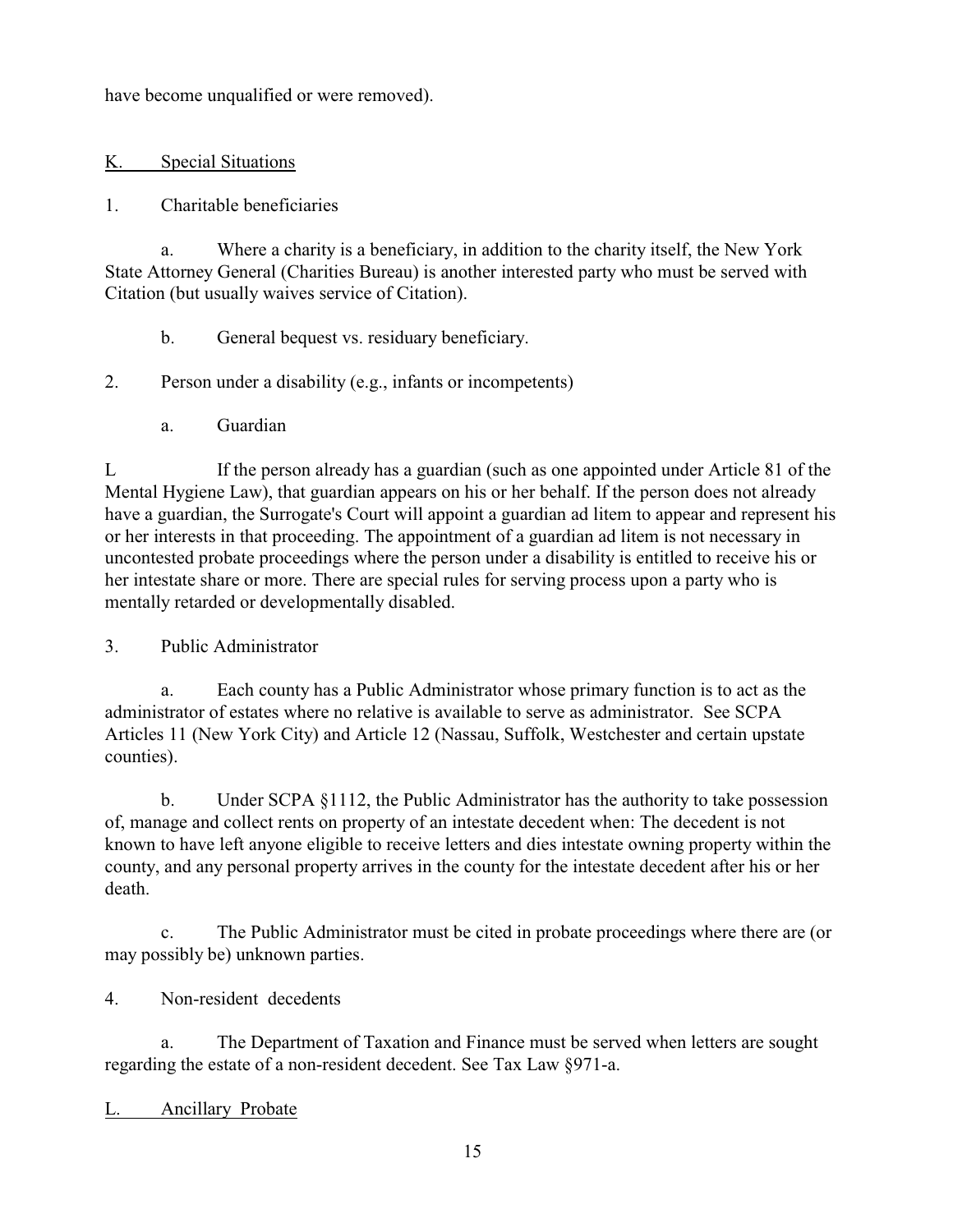have become unqualified or were removed).

K. Special Situations

1. Charitable beneficiaries

a. Where a charity is a beneficiary, in addition to the charity itself, the New York State Attorney General (Charities Bureau) is another interested party who must be served with Citation (but usually waives service of Citation).

b. General bequest vs. residuary beneficiary.

2. Person under a disability (e.g., infants or incompetents)

a. Guardian

L If the person already has a guardian (such as one appointed under Article 81 of the Mental Hygiene Law), that guardian appears on his or her behalf. If the person does not already have a guardian, the Surrogate's Court will appoint a guardian ad litem to appear and represent his or her interests in that proceeding. The appointment of a guardian ad litem is not necessary in uncontested probate proceedings where the person under a disability is entitled to receive his or her intestate share or more. There are special rules for serving process upon a party who is mentally retarded or developmentally disabled.

3. Public Administrator

a. Each county has a Public Administrator whose primary function is to act as the administrator of estates where no relative is available to serve as administrator. See SCPA Articles 11 (New York City) and Article 12 (Nassau, Suffolk, Westchester and certain upstate counties).

b. Under SCPA §1112, the Public Administrator has the authority to take possession of, manage and collect rents on property of an intestate decedent when: The decedent is not known to have left anyone eligible to receive letters and dies intestate owning property within the county, and any personal property arrives in the county for the intestate decedent after his or her death.

c. The Public Administrator must be cited in probate proceedings where there are (or may possibly be) unknown parties.

4. Non-resident decedents

a. The Department of Taxation and Finance must be served when letters are sought regarding the estate of a non-resident decedent. See Tax Law §971-a.

L. Ancillary Probate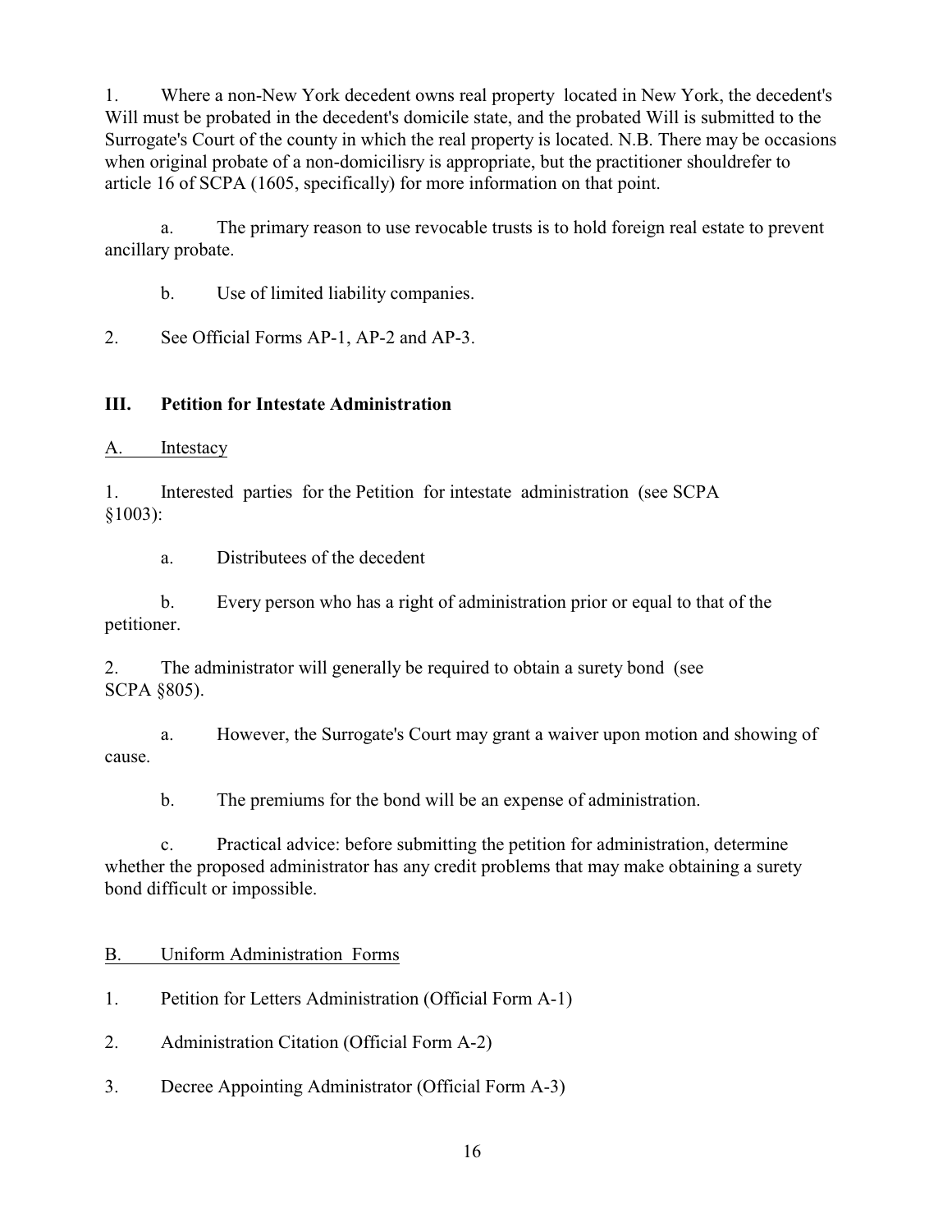1. Where a non-New York decedent owns real property located in New York, the decedent's Will must be probated in the decedent's domicile state, and the probated Will is submitted to the Surrogate's Court of the county in which the real property is located. N.B. There may be occasions when original probate of a non-domicilisry is appropriate, but the practitioner shouldrefer to article 16 of SCPA (1605, specifically) for more information on that point.

   a. The primary reason to use revocable trusts is to hold foreign real estate to prevent ancillary probate.

   b. Use of limited liability companies.

2. See Official Forms AP-1, AP-2 and AP-3.

### III. Petition for Intestate Administration

A. <u>Intestacy</u>

1. Interested parties for the Petition for intestate administration (see SCPA §1003):

   a. Distributees of the decedent

   b. Every person who has a right of administration prior or equal to that of the petitioner.

2. The administrator will generally be required to obtain a surety bond (see SCPA §805).

   a. However, the Surrogate's Court may grant a waiver upon motion and showing of cause.

   b. The premiums for the bond will be an expense of administration.

   c. Practical advice: before submitting the petition for administration, determine whether the proposed administrator has any credit problems that may make obtaining a surety bond difficult or impossible.

B. <u>Uniform Administration Forms</u>

1. Petition for Letters Administration (Official Form A-1)

2. Administration Citation (Official Form A-2)

3. Decree Appointing Administrator (Official Form A-3)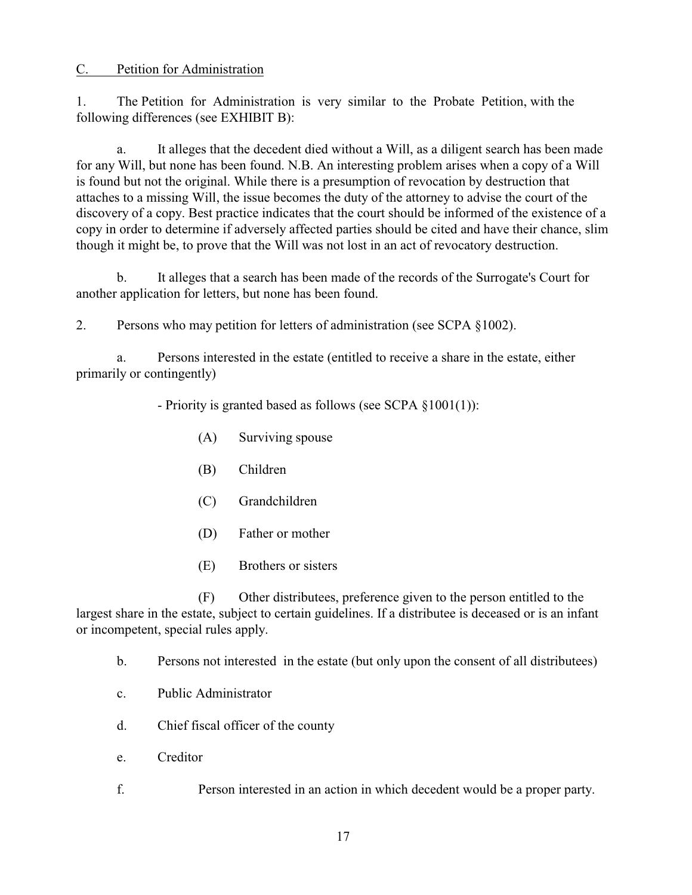C. Petition for Administration

1. The Petition for Administration is very similar to the Probate Petition, with the following differences (see EXHIBIT B):

   a. It alleges that the decedent died without a Will, as a diligent search has been made for any Will, but none has been found. N.B. An interesting problem arises when a copy of a Will is found but not the original. While there is a presumption of revocation by destruction that attaches to a missing Will, the issue becomes the duty of the attorney to advise the court of the discovery of a copy. Best practice indicates that the court should be informed of the existence of a copy in order to determine if adversely affected parties should be cited and have their chance, slim though it might be, to prove that the Will was not lost in an act of revocatory destruction.

   b. It alleges that a search has been made of the records of the Surrogate's Court for another application for letters, but none has been found.

2. Persons who may petition for letters of administration (see SCPA §1002).

   a. Persons interested in the estate (entitled to receive a share in the estate, either primarily or contingently)

      - Priority is granted based as follows (see SCPA §1001(1)):

         (A) Surviving spouse

         (B) Children

         (C) Grandchildren

         (D) Father or mother

         (E) Brothers or sisters

         (F) Other distributees, preference given to the person entitled to the largest share in the estate, subject to certain guidelines. If a distributee is deceased or is an infant or incompetent, special rules apply.

   b. Persons not interested in the estate (but only upon the consent of all distributees)

   c. Public Administrator

   d. Chief fiscal officer of the county

   e. Creditor

   f. Person interested in an action in which decedent would be a proper party.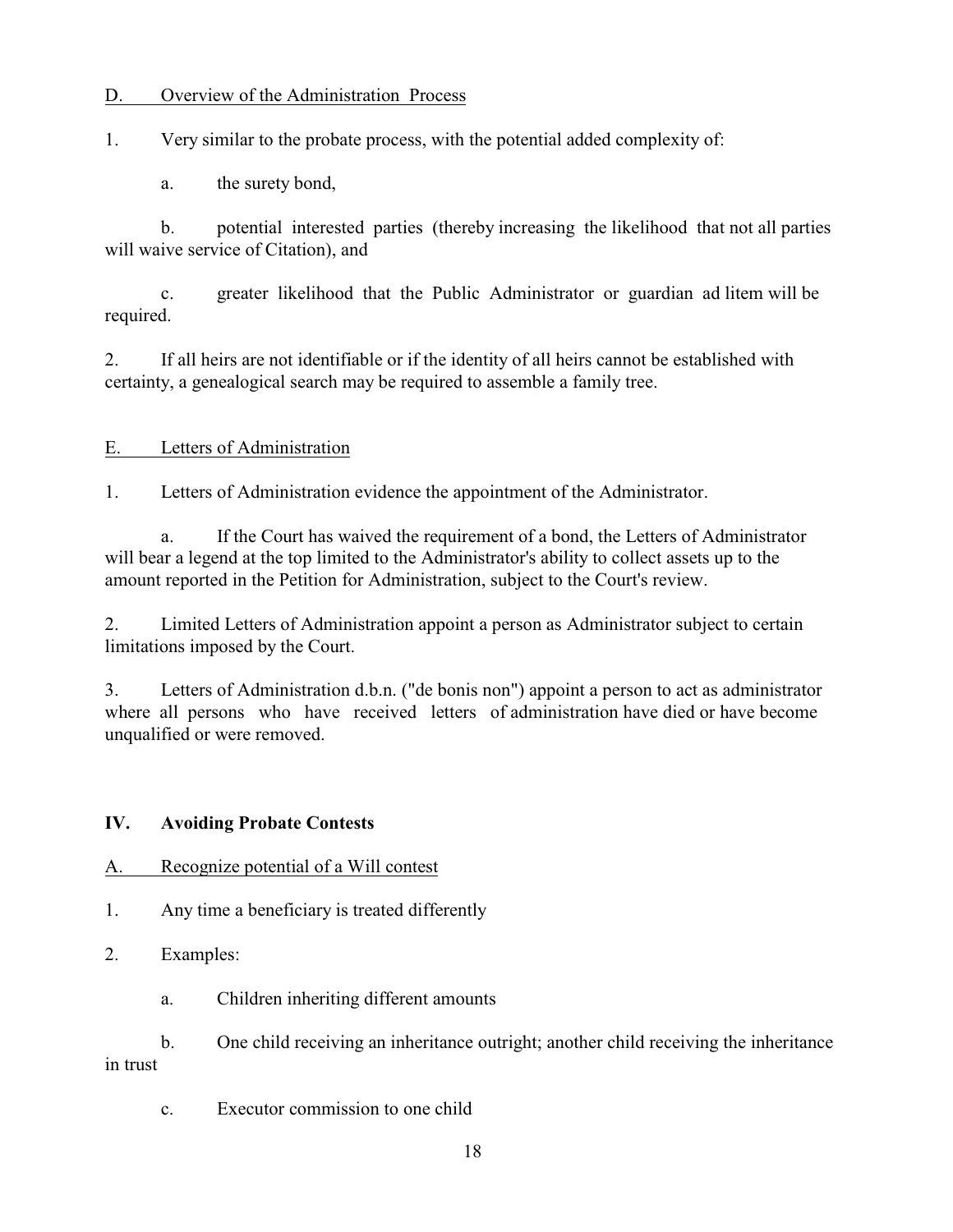D. Overview of the Administration Process

1. Very similar to the probate process, with the potential added complexity of:

    a. the surety bond,

    b. potential interested parties (thereby increasing the likelihood that not all parties will waive service of Citation), and

    c. greater likelihood that the Public Administrator or guardian ad litem will be required.

2. If all heirs are not identifiable or if the identity of all heirs cannot be established with certainty, a genealogical search may be required to assemble a family tree.

E. Letters of Administration

1. Letters of Administration evidence the appointment of the Administrator.

    a. If the Court has waived the requirement of a bond, the Letters of Administrator will bear a legend at the top limited to the Administrator's ability to collect assets up to the amount reported in the Petition for Administration, subject to the Court's review.

2. Limited Letters of Administration appoint a person as Administrator subject to certain limitations imposed by the Court.

3. Letters of Administration d.b.n. ("de bonis non") appoint a person to act as administrator where all persons who have received letters of administration have died or have become unqualified or were removed.

## IV. Avoiding Probate Contests

A. Recognize potential of a Will contest

1. Any time a beneficiary is treated differently

2. Examples:

    a. Children inheriting different amounts

    b. One child receiving an inheritance outright; another child receiving the inheritance in trust

    c. Executor commission to one child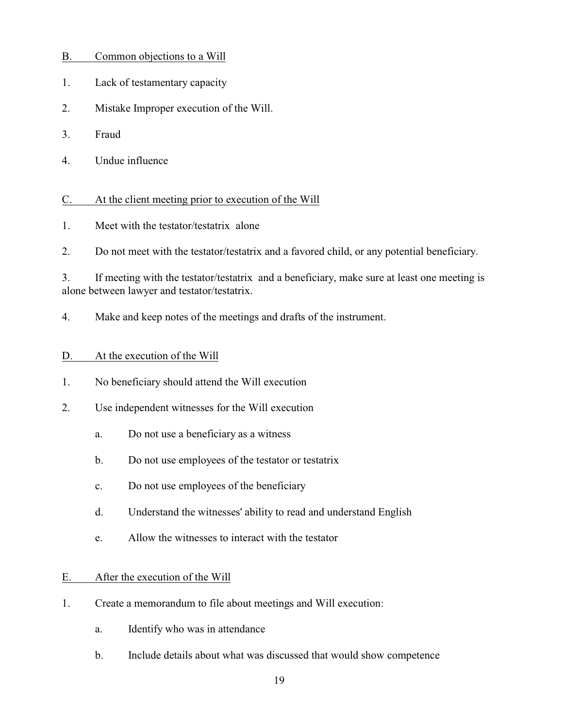B. Common objections to a Will

1. Lack of testamentary capacity

2. Mistake Improper execution of the Will.

3. Fraud

4. Undue influence

C. At the client meeting prior to execution of the Will

1. Meet with the testator/testatrix alone

2. Do not meet with the testator/testatrix and a favored child, or any potential beneficiary.

3. If meeting with the testator/testatrix and a beneficiary, make sure at least one meeting is alone between lawyer and testator/testatrix.

4. Make and keep notes of the meetings and drafts of the instrument.

D. At the execution of the Will

1. No beneficiary should attend the Will execution

2. Use independent witnesses for the Will execution

   a. Do not use a beneficiary as a witness

   b. Do not use employees of the testator or testatrix

   c. Do not use employees of the beneficiary

   d. Understand the witnesses' ability to read and understand English

   e. Allow the witnesses to interact with the testator

E. After the execution of the Will

1. Create a memorandum to file about meetings and Will execution:

   a. Identify who was in attendance

   b. Include details about what was discussed that would show competence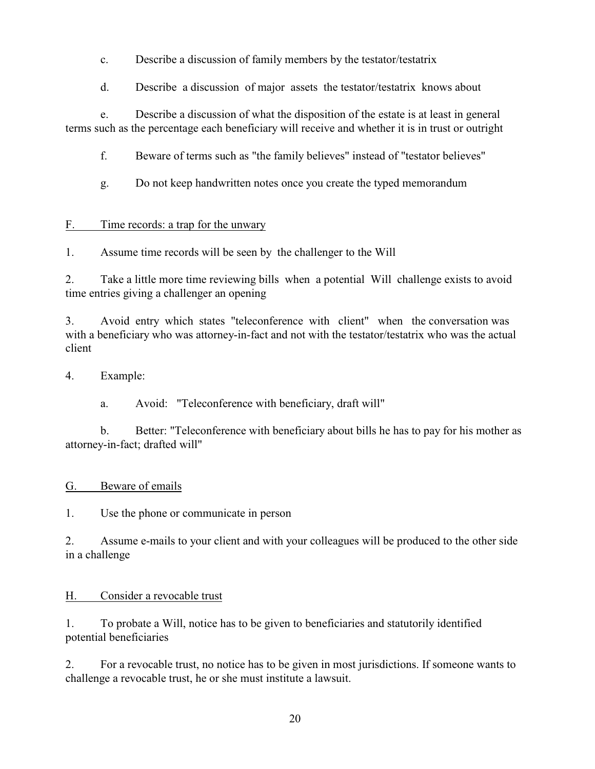c. Describe a discussion of family members by the testator/testatrix

d. Describe a discussion of major assets the testator/testatrix knows about

e. Describe a discussion of what the disposition of the estate is at least in general terms such as the percentage each beneficiary will receive and whether it is in trust or outright

f. Beware of terms such as "the family believes" instead of "testator believes"

g. Do not keep handwritten notes once you create the typed memorandum

<u>F. Time records: a trap for the unwary</u>

1. Assume time records will be seen by the challenger to the Will

2. Take a little more time reviewing bills when a potential Will challenge exists to avoid time entries giving a challenger an opening

3. Avoid entry which states "teleconference with client" when the conversation was with a beneficiary who was attorney-in-fact and not with the testator/testatrix who was the actual client

4. Example:

   a. Avoid: "Teleconference with beneficiary, draft will"

   b. Better: "Teleconference with beneficiary about bills he has to pay for his mother as attorney-in-fact; drafted will"

<u>G. Beware of emails</u>

1. Use the phone or communicate in person

2. Assume e-mails to your client and with your colleagues will be produced to the other side in a challenge

<u>H. Consider a revocable trust</u>

1. To probate a Will, notice has to be given to beneficiaries and statutorily identified potential beneficiaries

2. For a revocable trust, no notice has to be given in most jurisdictions. If someone wants to challenge a revocable trust, he or she must institute a lawsuit.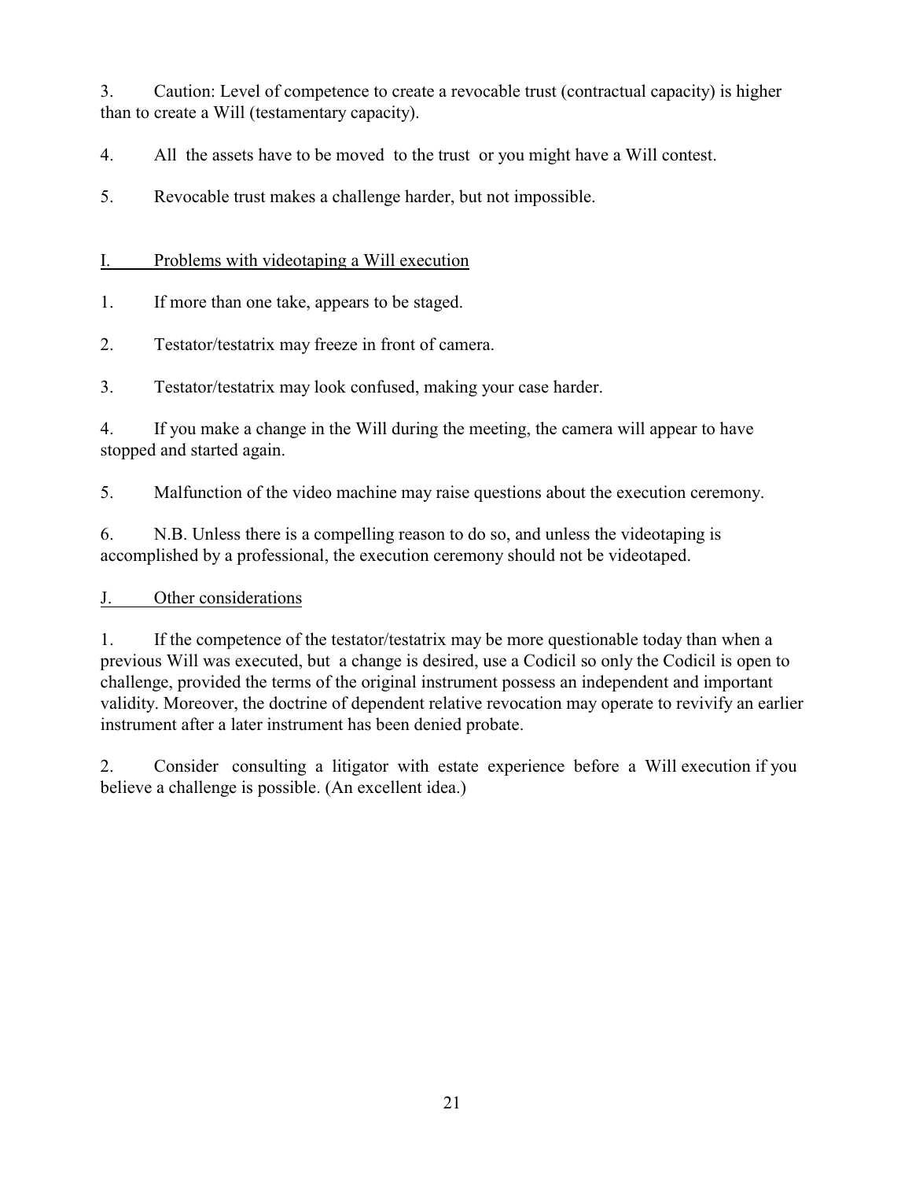3. Caution: Level of competence to create a revocable trust (contractual capacity) is higher than to create a Will (testamentary capacity).

4. All the assets have to be moved to the trust or you might have a Will contest.

5. Revocable trust makes a challenge harder, but not impossible.

## I. Problems with videotaping a Will execution

1. If more than one take, appears to be staged.

2. Testator/testatrix may freeze in front of camera.

3. Testator/testatrix may look confused, making your case harder.

4. If you make a change in the Will during the meeting, the camera will appear to have stopped and started again.

5. Malfunction of the video machine may raise questions about the execution ceremony.

6. N.B. Unless there is a compelling reason to do so, and unless the videotaping is accomplished by a professional, the execution ceremony should not be videotaped.

## J. Other considerations

1. If the competence of the testator/testatrix may be more questionable today than when a previous Will was executed, but a change is desired, use a Codicil so only the Codicil is open to challenge, provided the terms of the original instrument possess an independent and important validity. Moreover, the doctrine of dependent relative revocation may operate to revivify an earlier instrument after a later instrument has been denied probate.

2. Consider consulting a litigator with estate experience before a Will execution if you believe a challenge is possible. (An excellent idea.)